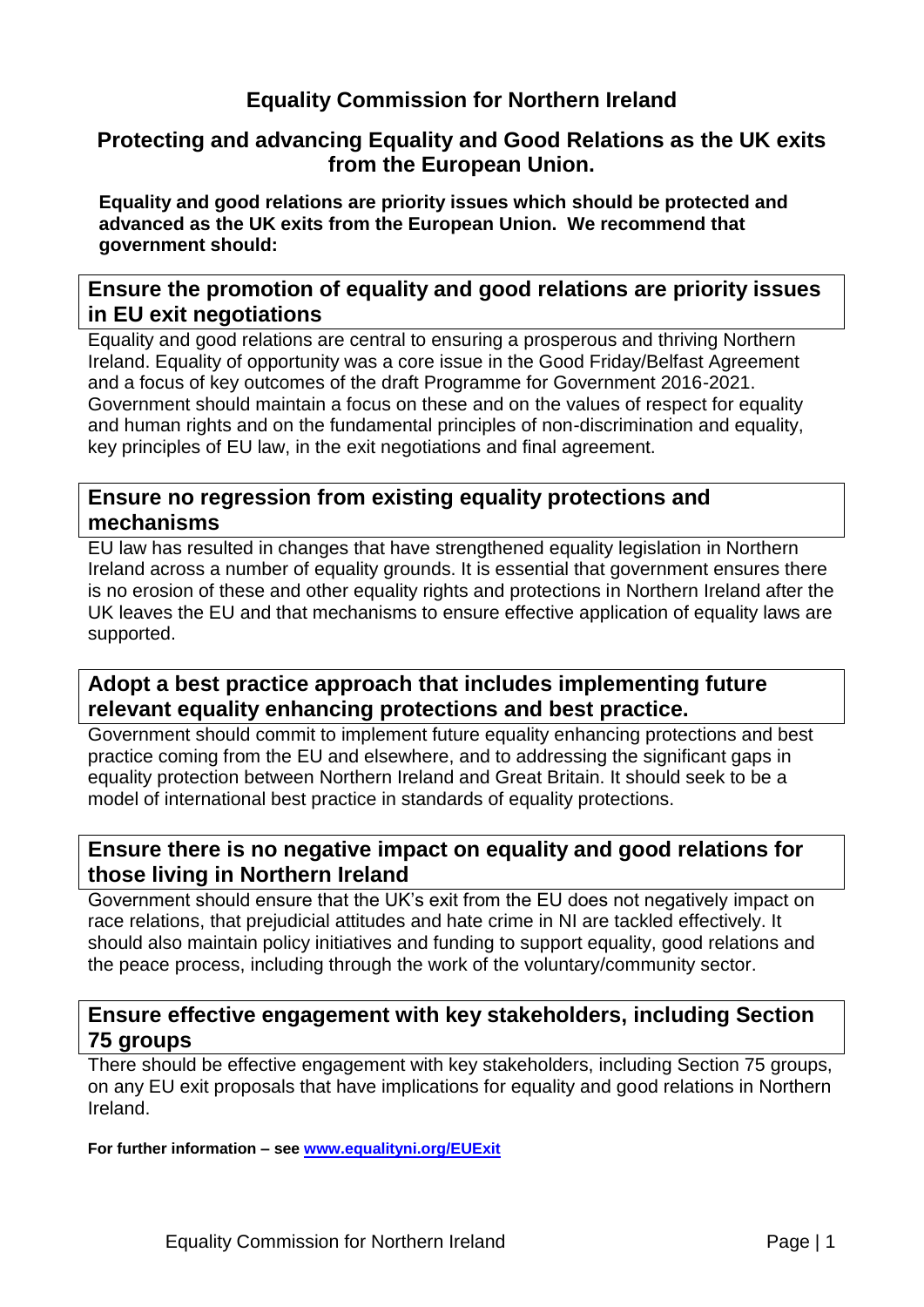# Equality Commission for Northern Ireland

## Protecting and advancing Equality and Good Relations as the UK exits from the European Union.

**Equality and good relations are priority issues which should be protected and advanced as the UK exits from the European Union. We recommend that government should:**

### Ensure the promotion of equality and good relations are priority issues in EU exit negotiations

Equality and good relations are central to ensuring a prosperous and thriving Northern Ireland. Equality of opportunity was a core issue in the Good Friday/Belfast Agreement and a focus of key outcomes of the draft Programme for Government 2016-2021. Government should maintain a focus on these and on the values of respect for equality and human rights and on the fundamental principles of non-discrimination and equality, key principles of EU law, in the exit negotiations and final agreement.

### Ensure no regression from existing equality protections and mechanisms

EU law has resulted in changes that have strengthened equality legislation in Northern Ireland across a number of equality grounds. It is essential that government ensures there is no erosion of these and other equality rights and protections in Northern Ireland after the UK leaves the EU and that mechanisms to ensure effective application of equality laws are supported.

### Adopt a best practice approach that includes implementing future relevant equality enhancing protections and best practice.

Government should commit to implement future equality enhancing protections and best practice coming from the EU and elsewhere, and to addressing the significant gaps in equality protection between Northern Ireland and Great Britain. It should seek to be a model of international best practice in standards of equality protections.

### Ensure there is no negative impact on equality and good relations for those living in Northern Ireland

Government should ensure that the UK's exit from the EU does not negatively impact on race relations, that prejudicial attitudes and hate crime in NI are tackled effectively. It should also maintain policy initiatives and funding to support equality, good relations and the peace process, including through the work of the voluntary/community sector.

### Ensure effective engagement with key stakeholders, including Section 75 groups

There should be effective engagement with key stakeholders, including Section 75 groups, on any EU exit proposals that have implications for equality and good relations in Northern Ireland.

**For further information – see [www.equalityni.org/EUExit](www.equalityni.org/EUExit)**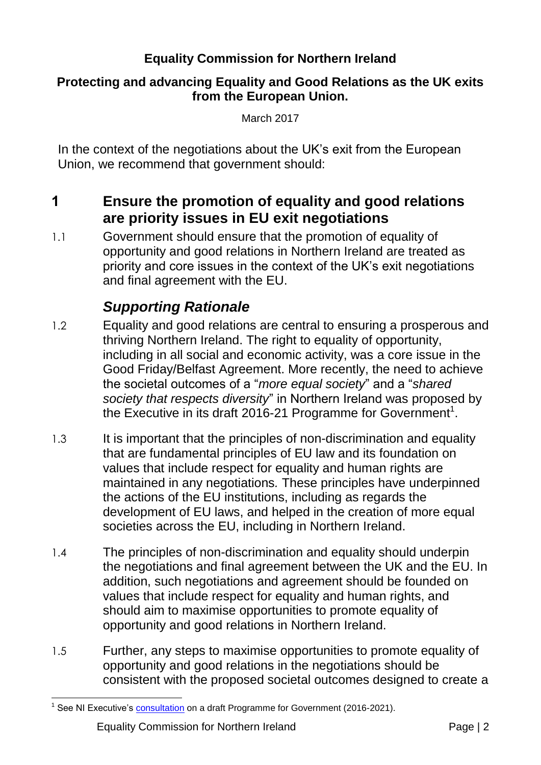# Equality Commission for Northern Ireland

## Protecting and advancing Equality and Good Relations as the UK exits from the European Union.

March 2017

In the context of the negotiations about the UK's exit from the European Union, we recommend that government should:

## 1 Ensure the promotion of equality and good relations are priority issues in EU exit negotiations

1.1 Government should ensure that the promotion of equality of opportunity and good relations in Northern Ireland are treated as priority and core issues in the context of the UK's exit negotiations and final agreement with the EU.

### *Supporting Rationale*

1.2 Equality and good relations are central to ensuring a prosperous and thriving Northern Ireland. The right to equality of opportunity, including in all social and economic activity, was a core issue in the Good Friday/Belfast Agreement. More recently, the need to achieve the societal outcomes of a "*more equal society*" and a "*shared society that respects diversity*" in Northern Ireland was proposed by the Executive in its draft 2016-21 Programme for Government[1].

1.3 It is important that the principles of non-discrimination and equality that are fundamental principles of EU law and its foundation on values that include respect for equality and human rights are maintained in any negotiations*.* These principles have underpinned the actions of the EU institutions, including as regards the development of EU laws, and helped in the creation of more equal societies across the EU, including in Northern Ireland.

1.4 The principles of non-discrimination and equality should underpin the negotiations and final agreement between the UK and the EU. In addition, such negotiations and agreement should be founded on values that include respect for equality and human rights, and should aim to maximise opportunities to promote equality of opportunity and good relations in Northern Ireland.

1.5 Further, any steps to maximise opportunities to promote equality of opportunity and good relations in the negotiations should be consistent with the proposed societal outcomes designed to create a

[1] See NI Executive's consultation on a draft Programme for Government (2016-2021).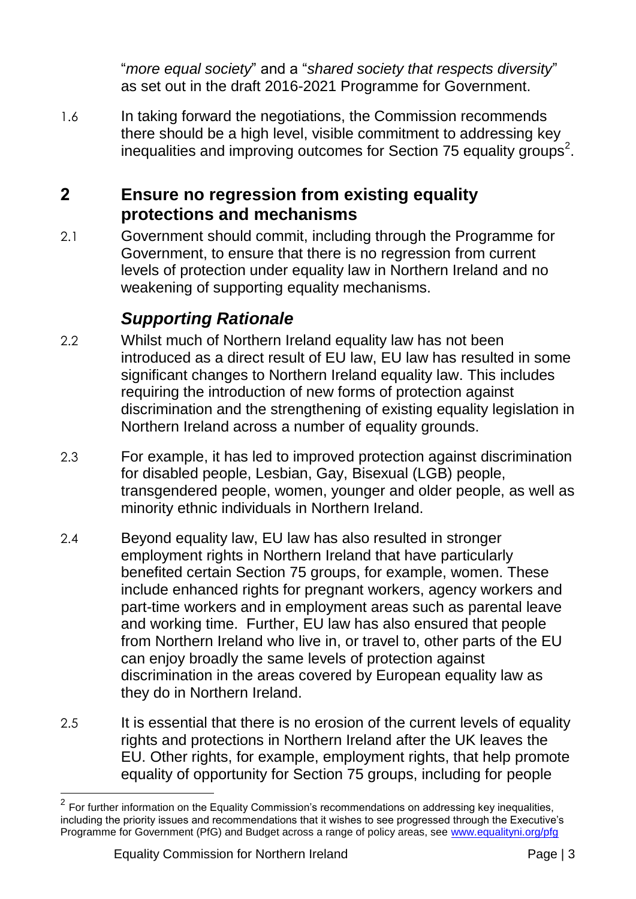"*more equal society*" and a "*shared society that respects diversity*" as set out in the draft 2016-2021 Programme for Government.

1.6 In taking forward the negotiations, the Commission recommends there should be a high level, visible commitment to addressing key inequalities and improving outcomes for Section 75 equality groups[2].

## 2 Ensure no regression from existing equality protections and mechanisms

2.1 Government should commit, including through the Programme for Government, to ensure that there is no regression from current levels of protection under equality law in Northern Ireland and no weakening of supporting equality mechanisms.

### *Supporting Rationale*

2.2 Whilst much of Northern Ireland equality law has not been introduced as a direct result of EU law, EU law has resulted in some significant changes to Northern Ireland equality law. This includes requiring the introduction of new forms of protection against discrimination and the strengthening of existing equality legislation in Northern Ireland across a number of equality grounds.

2.3 For example, it has led to improved protection against discrimination for disabled people, Lesbian, Gay, Bisexual (LGB) people, transgendered people, women, younger and older people, as well as minority ethnic individuals in Northern Ireland.

2.4 Beyond equality law, EU law has also resulted in stronger employment rights in Northern Ireland that have particularly benefited certain Section 75 groups, for example, women. These include enhanced rights for pregnant workers, agency workers and part-time workers and in employment areas such as parental leave and working time. Further, EU law has also ensured that people from Northern Ireland who live in, or travel to, other parts of the EU can enjoy broadly the same levels of protection against discrimination in the areas covered by European equality law as they do in Northern Ireland.

2.5 It is essential that there is no erosion of the current levels of equality rights and protections in Northern Ireland after the UK leaves the EU. Other rights, for example, employment rights, that help promote equality of opportunity for Section 75 groups, including for people

---

[2] For further information on the Equality Commission's recommendations on addressing key inequalities, including the priority issues and recommendations that it wishes to see progressed through the Executive's Programme for Government (PfG) and Budget across a range of policy areas, see www.equalityni.org/pfg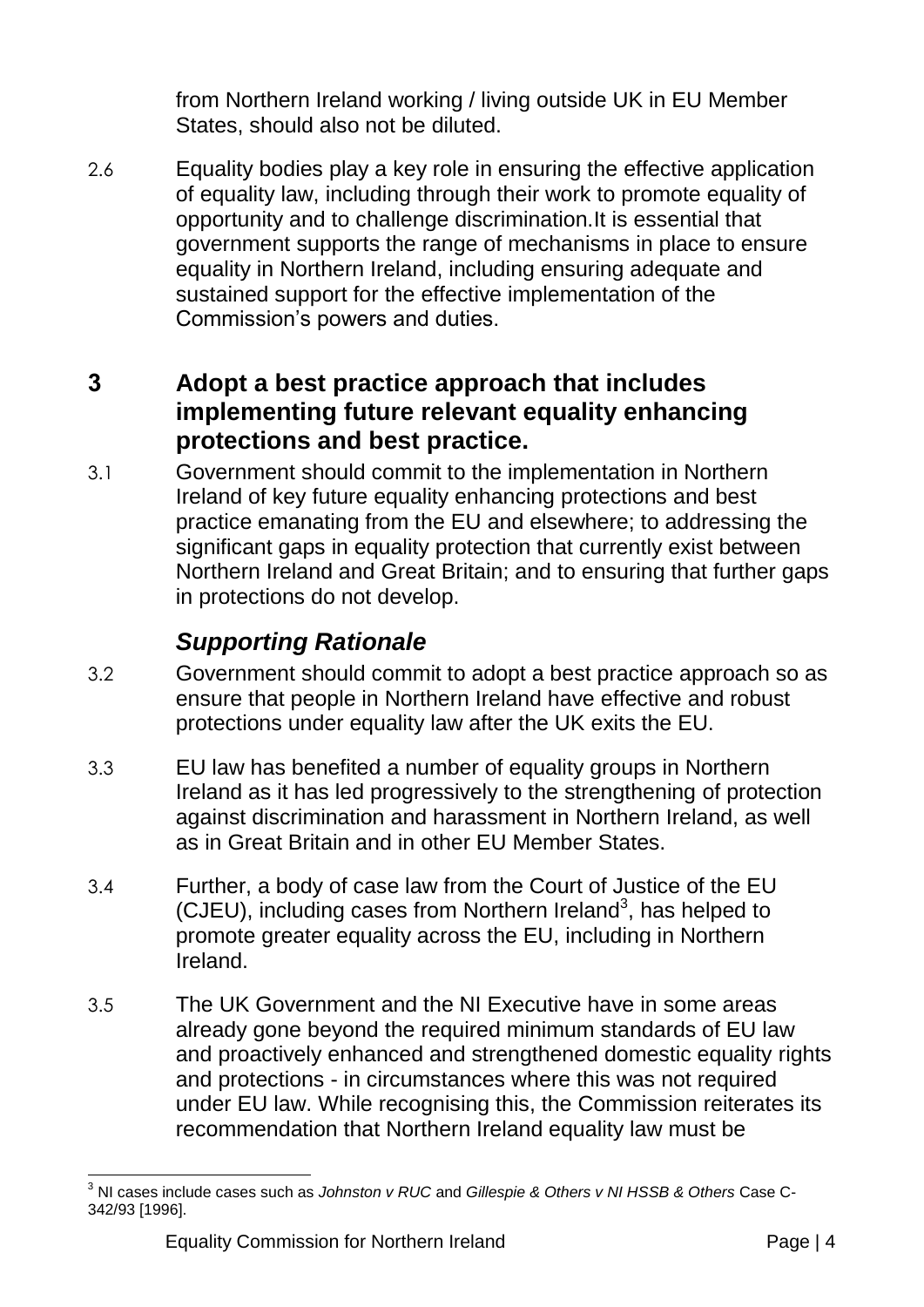from Northern Ireland working / living outside UK in EU Member States, should also not be diluted.

2.6 Equality bodies play a key role in ensuring the effective application of equality law, including through their work to promote equality of opportunity and to challenge discrimination.It is essential that government supports the range of mechanisms in place to ensure equality in Northern Ireland, including ensuring adequate and sustained support for the effective implementation of the Commission's powers and duties.

## 3 Adopt a best practice approach that includes implementing future relevant equality enhancing protections and best practice.

3.1 Government should commit to the implementation in Northern Ireland of key future equality enhancing protections and best practice emanating from the EU and elsewhere; to addressing the significant gaps in equality protection that currently exist between Northern Ireland and Great Britain; and to ensuring that further gaps in protections do not develop.

### *Supporting Rationale*

3.2 Government should commit to adopt a best practice approach so as ensure that people in Northern Ireland have effective and robust protections under equality law after the UK exits the EU.

3.3 EU law has benefited a number of equality groups in Northern Ireland as it has led progressively to the strengthening of protection against discrimination and harassment in Northern Ireland, as well as in Great Britain and in other EU Member States.

3.4 Further, a body of case law from the Court of Justice of the EU (CJEU), including cases from Northern Ireland[3], has helped to promote greater equality across the EU, including in Northern Ireland.

3.5 The UK Government and the NI Executive have in some areas already gone beyond the required minimum standards of EU law and proactively enhanced and strengthened domestic equality rights and protections - in circumstances where this was not required under EU law. While recognising this, the Commission reiterates its recommendation that Northern Ireland equality law must be

---

[3] NI cases include cases such as *Johnston v RUC* and *Gillespie & Others v NI HSSB & Others* Case C-342/93 [1996].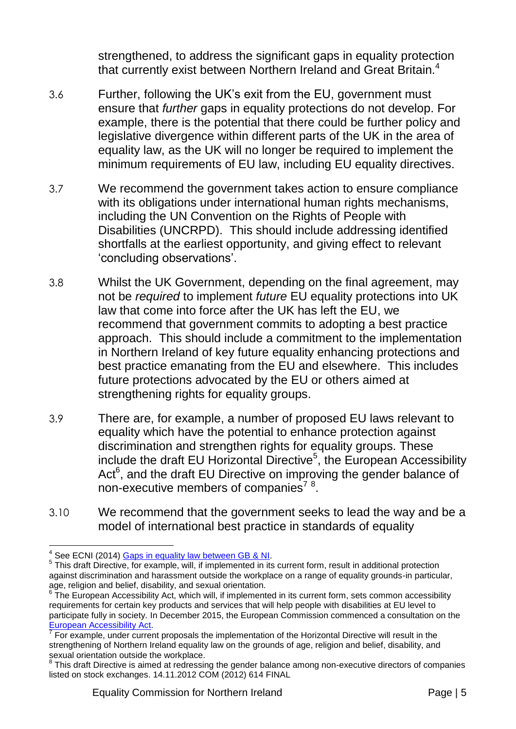strengthened, to address the significant gaps in equality protection that currently exist between Northern Ireland and Great Britain.[4]

3.6 Further, following the UK's exit from the EU, government must ensure that *further* gaps in equality protections do not develop. For example, there is the potential that there could be further policy and legislative divergence within different parts of the UK in the area of equality law, as the UK will no longer be required to implement the minimum requirements of EU law, including EU equality directives.

3.7 We recommend the government takes action to ensure compliance with its obligations under international human rights mechanisms, including the UN Convention on the Rights of People with Disabilities (UNCRPD). This should include addressing identified shortfalls at the earliest opportunity, and giving effect to relevant 'concluding observations'.

3.8 Whilst the UK Government, depending on the final agreement, may not be *required* to implement *future* EU equality protections into UK law that come into force after the UK has left the EU, we recommend that government commits to adopting a best practice approach. This should include a commitment to the implementation in Northern Ireland of key future equality enhancing protections and best practice emanating from the EU and elsewhere. This includes future protections advocated by the EU or others aimed at strengthening rights for equality groups.

3.9 There are, for example, a number of proposed EU laws relevant to equality which have the potential to enhance protection against discrimination and strengthen rights for equality groups. These include the draft EU Horizontal Directive[5], the European Accessibility Act[6], and the draft EU Directive on improving the gender balance of non-executive members of companies[7] [8].

3.10 We recommend that the government seeks to lead the way and be a model of international best practice in standards of equality

---

[4] See ECNI (2014) [Gaps in equality law between GB & NI](#).

[5] This draft Directive, for example, will, if implemented in its current form, result in additional protection against discrimination and harassment outside the workplace on a range of equality grounds-in particular, age, religion and belief, disability, and sexual orientation.

[6] The European Accessibility Act, which will, if implemented in its current form, sets common accessibility requirements for certain key products and services that will help people with disabilities at EU level to participate fully in society. In December 2015, the European Commission commenced a consultation on the [European Accessibility Act](#).

[7] For example, under current proposals the implementation of the Horizontal Directive will result in the strengthening of Northern Ireland equality law on the grounds of age, religion and belief, disability, and sexual orientation outside the workplace.

[8] This draft Directive is aimed at redressing the gender balance among non-executive directors of companies listed on stock exchanges. 14.11.2012 COM (2012) 614 FINAL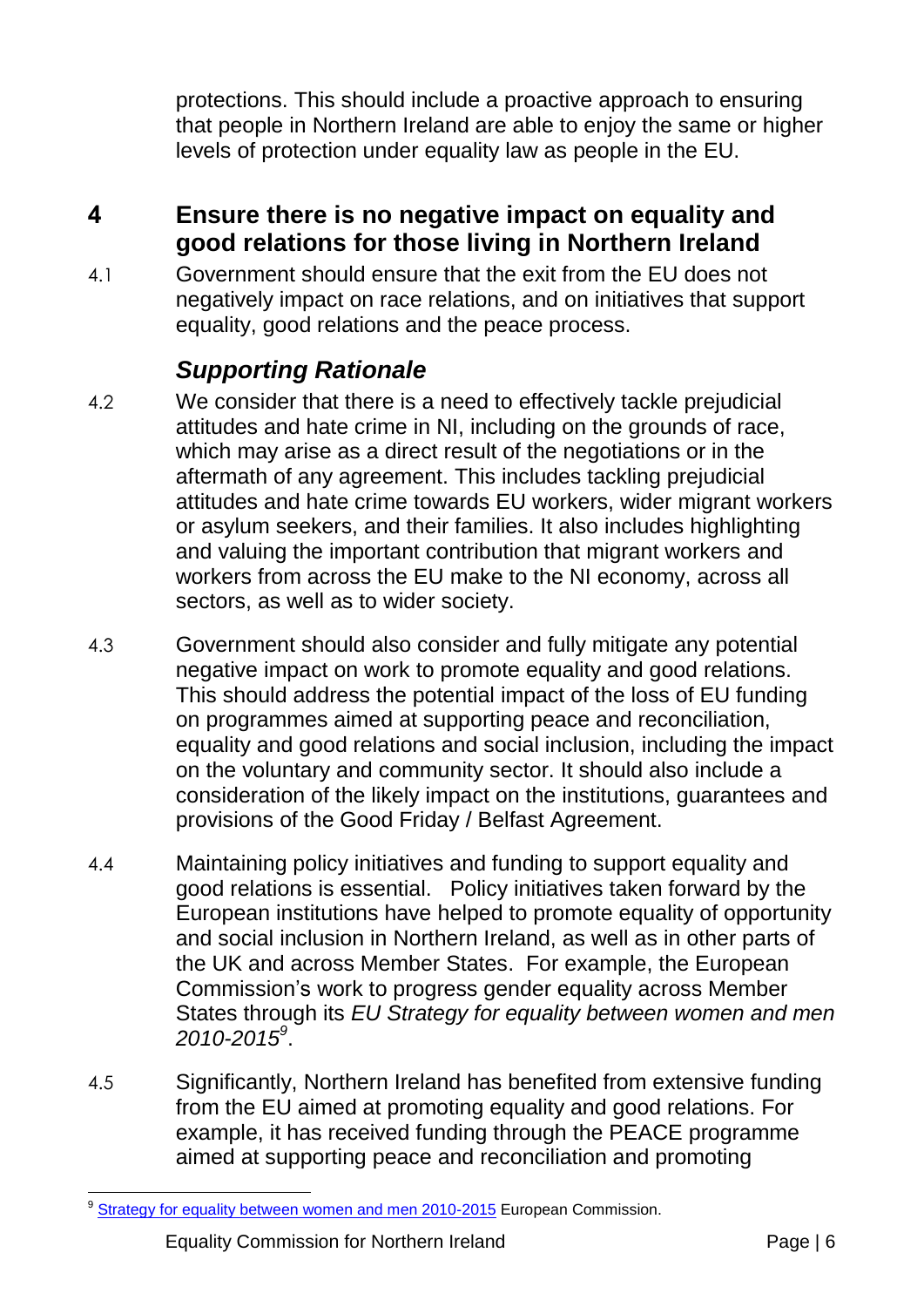protections. This should include a proactive approach to ensuring that people in Northern Ireland are able to enjoy the same or higher levels of protection under equality law as people in the EU.

## 4 Ensure there is no negative impact on equality and good relations for those living in Northern Ireland

4.1 Government should ensure that the exit from the EU does not negatively impact on race relations, and on initiatives that support equality, good relations and the peace process.

### *Supporting Rationale*

4.2 We consider that there is a need to effectively tackle prejudicial attitudes and hate crime in NI, including on the grounds of race, which may arise as a direct result of the negotiations or in the aftermath of any agreement. This includes tackling prejudicial attitudes and hate crime towards EU workers, wider migrant workers or asylum seekers, and their families. It also includes highlighting and valuing the important contribution that migrant workers and workers from across the EU make to the NI economy, across all sectors, as well as to wider society.

4.3 Government should also consider and fully mitigate any potential negative impact on work to promote equality and good relations. This should address the potential impact of the loss of EU funding on programmes aimed at supporting peace and reconciliation, equality and good relations and social inclusion, including the impact on the voluntary and community sector. It should also include a consideration of the likely impact on the institutions, guarantees and provisions of the Good Friday / Belfast Agreement.

4.4 Maintaining policy initiatives and funding to support equality and good relations is essential. Policy initiatives taken forward by the European institutions have helped to promote equality of opportunity and social inclusion in Northern Ireland, as well as in other parts of the UK and across Member States. For example, the European Commission's work to progress gender equality across Member States through its *EU Strategy for equality between women and men 2010-2015*[9].

4.5 Significantly, Northern Ireland has benefited from extensive funding from the EU aimed at promoting equality and good relations. For example, it has received funding through the PEACE programme aimed at supporting peace and reconciliation and promoting

---

[9] Strategy for equality between women and men 2010-2015 European Commission.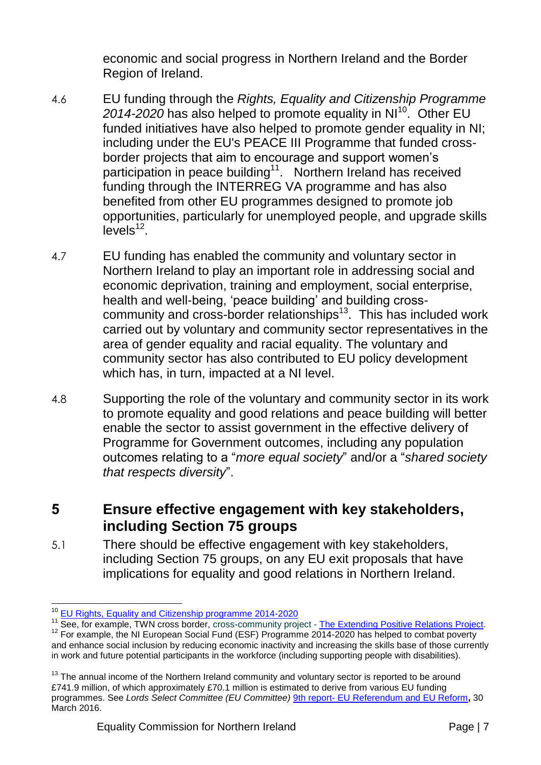economic and social progress in Northern Ireland and the Border Region of Ireland.

4.6 EU funding through the *Rights, Equality and Citizenship Programme 2014-2020* has also helped to promote equality in NI[10]. Other EU funded initiatives have also helped to promote gender equality in NI; including under the EU's PEACE III Programme that funded cross-border projects that aim to encourage and support women's participation in peace building[11]. Northern Ireland has received funding through the INTERREG VA programme and has also benefited from other EU programmes designed to promote job opportunities, particularly for unemployed people, and upgrade skills levels[12].

4.7 EU funding has enabled the community and voluntary sector in Northern Ireland to play an important role in addressing social and economic deprivation, training and employment, social enterprise, health and well-being, 'peace building' and building cross-community and cross-border relationships[13]. This has included work carried out by voluntary and community sector representatives in the area of gender equality and racial equality. The voluntary and community sector has also contributed to EU policy development which has, in turn, impacted at a NI level.

4.8 Supporting the role of the voluntary and community sector in its work to promote equality and good relations and peace building will better enable the sector to assist government in the effective delivery of Programme for Government outcomes, including any population outcomes relating to a "*more equal society*" and/or a "*shared society that respects diversity*".

## 5 Ensure effective engagement with key stakeholders, including Section 75 groups

5.1 There should be effective engagement with key stakeholders, including Section 75 groups, on any EU exit proposals that have implications for equality and good relations in Northern Ireland.

---

[10] EU Rights, Equality and Citizenship programme 2014-2020

[11] See, for example, TWN cross border, cross-community project - The Extending Positive Relations Project.

[12] For example, the NI European Social Fund (ESF) Programme 2014-2020 has helped to combat poverty and enhance social inclusion by reducing economic inactivity and increasing the skills base of those currently in work and future potential participants in the workforce (including supporting people with disabilities).

[13] The annual income of the Northern Ireland community and voluntary sector is reported to be around £741.9 million, of which approximately £70.1 million is estimated to derive from various EU funding programmes. See *Lords Select Committee (EU Committee)* 9th report- EU Referendum and EU Reform**,** 30 March 2016.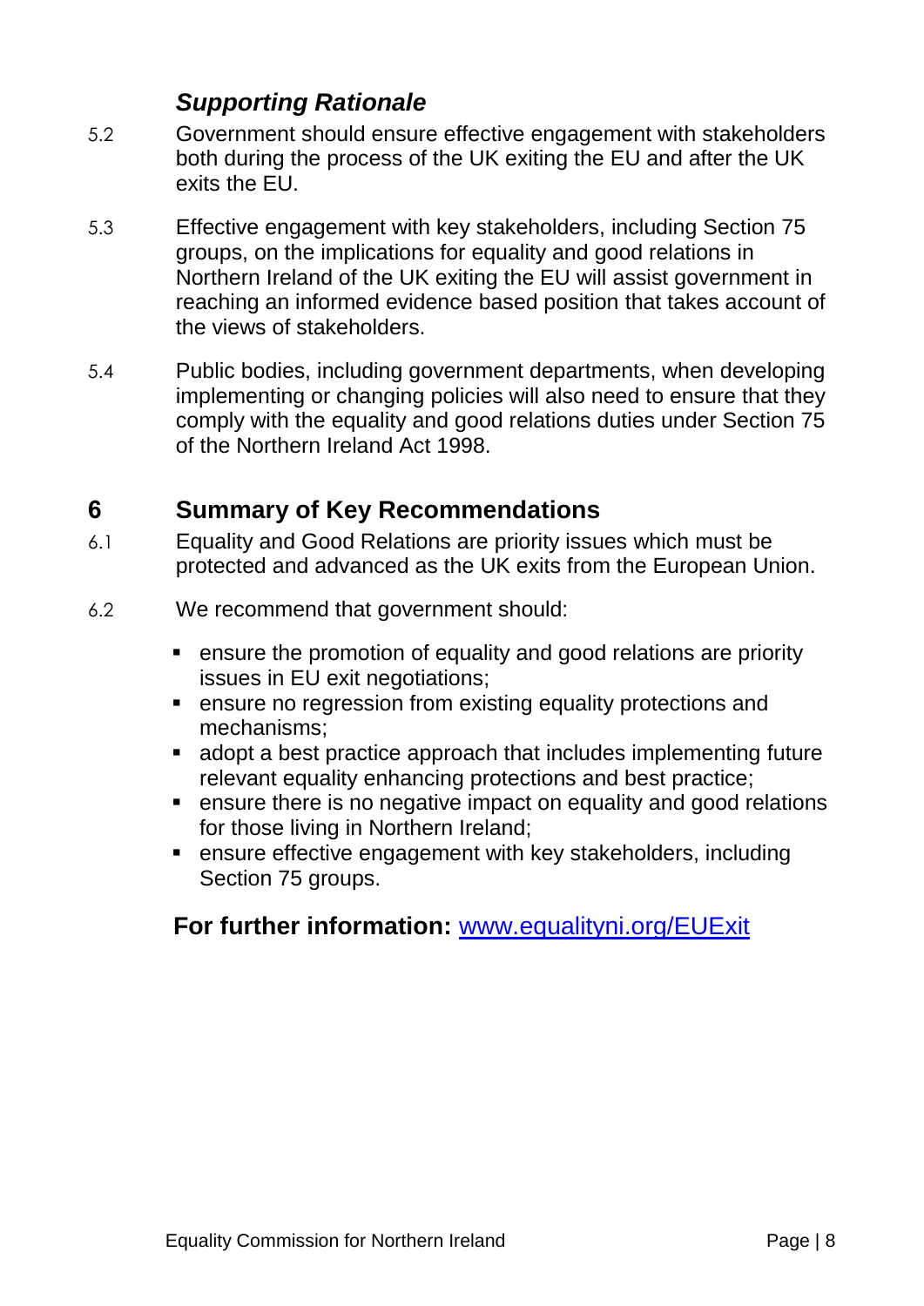### *Supporting Rationale*

5.2 Government should ensure effective engagement with stakeholders both during the process of the UK exiting the EU and after the UK exits the EU.

5.3 Effective engagement with key stakeholders, including Section 75 groups, on the implications for equality and good relations in Northern Ireland of the UK exiting the EU will assist government in reaching an informed evidence based position that takes account of the views of stakeholders.

5.4 Public bodies, including government departments, when developing implementing or changing policies will also need to ensure that they comply with the equality and good relations duties under Section 75 of the Northern Ireland Act 1998.

## 6 Summary of Key Recommendations

6.1 Equality and Good Relations are priority issues which must be protected and advanced as the UK exits from the European Union.

6.2 We recommend that government should:

- ensure the promotion of equality and good relations are priority issues in EU exit negotiations;
- ensure no regression from existing equality protections and mechanisms;
- adopt a best practice approach that includes implementing future relevant equality enhancing protections and best practice;
- ensure there is no negative impact on equality and good relations for those living in Northern Ireland;
- ensure effective engagement with key stakeholders, including Section 75 groups.

**For further information:** [www.equalityni.org/EUExit](http://www.equalityni.org/EUExit)